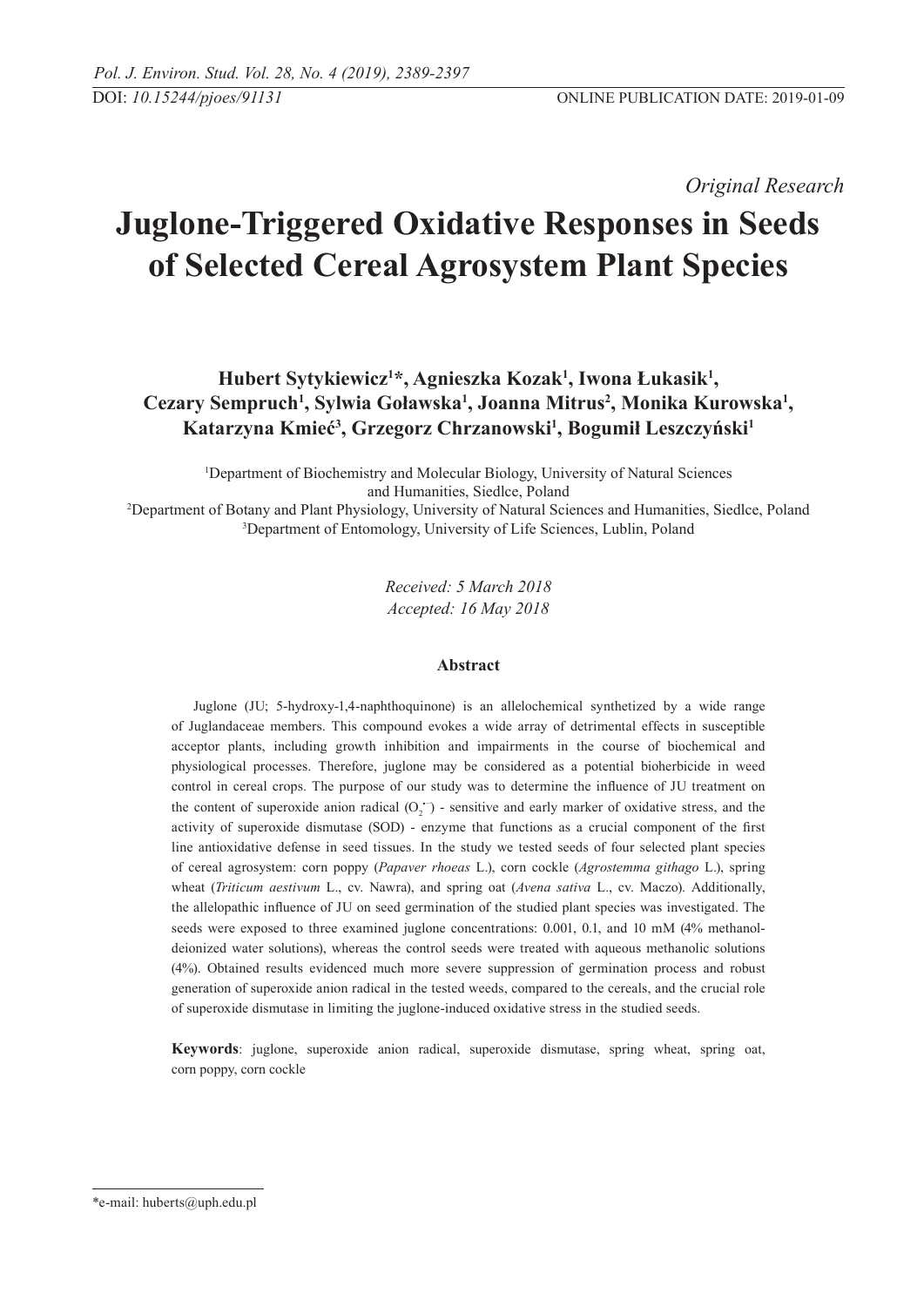*Original Research*

# Juglone-Triggered Oxidative Responses in Seeds of Selected Cereal Agrosystem Plant Species

**Hubert Sytykiewicz[1]*, Agnieszka Kozak[1], Iwona Łukasik[1], Cezary Sempruch[1], Sylwia Goławska[1], Joanna Mitrus[2], Monika Kurowska[1], Katarzyna Kmieć[3], Grzegorz Chrzanowski[1], Bogumił Leszczyński[1]**

[1]Department of Biochemistry and Molecular Biology, University of Natural Sciences and Humanities, Siedlce, Poland
[2]Department of Botany and Plant Physiology, University of Natural Sciences and Humanities, Siedlce, Poland
[3]Department of Entomology, University of Life Sciences, Lublin, Poland

*Received: 5 March 2018*
*Accepted: 16 May 2018*

## Abstract

Juglone (JU; 5-hydroxy-1,4-naphthoquinone) is an allelochemical synthetized by a wide range of Juglandaceae members. This compound evokes a wide array of detrimental effects in susceptible acceptor plants, including growth inhibition and impairments in the course of biochemical and physiological processes. Therefore, juglone may be considered as a potential bioherbicide in weed control in cereal crops. The purpose of our study was to determine the influence of JU treatment on the content of superoxide anion radical ($O_2^{\bullet -}$) - sensitive and early marker of oxidative stress, and the activity of superoxide dismutase (SOD) - enzyme that functions as a crucial component of the first line antioxidative defense in seed tissues. In the study we tested seeds of four selected plant species of cereal agrosystem: corn poppy (*Papaver rhoeas* L.), corn cockle (*Agrostemma githago* L.), spring wheat (*Triticum aestivum* L., cv. Nawra), and spring oat (*Avena sativa* L., cv. Maczo). Additionally, the allelopathic influence of JU on seed germination of the studied plant species was investigated. The seeds were exposed to three examined juglone concentrations: 0.001, 0.1, and 10 mM (4% methanol-deionized water solutions), whereas the control seeds were treated with aqueous methanolic solutions (4%). Obtained results evidenced much more severe suppression of germination process and robust generation of superoxide anion radical in the tested weeds, compared to the cereals, and the crucial role of superoxide dismutase in limiting the juglone-induced oxidative stress in the studied seeds.

**Keywords**: juglone, superoxide anion radical, superoxide dismutase, spring wheat, spring oat, corn poppy, corn cockle

---

*e-mail: huberts@uph.edu.pl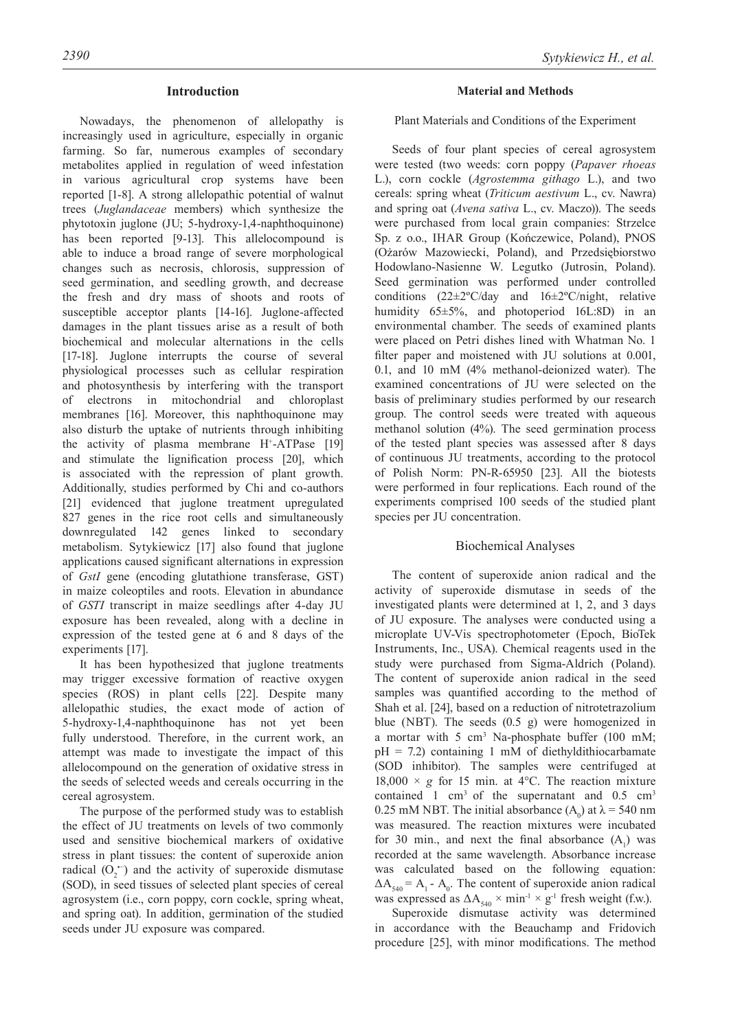## Introduction

Nowadays, the phenomenon of allelopathy is increasingly used in agriculture, especially in organic farming. So far, numerous examples of secondary metabolites applied in regulation of weed infestation in various agricultural crop systems have been reported [1-8]. A strong allelopathic potential of walnut trees (*Juglandaceae* members) which synthesize the phytotoxin juglone (JU; 5-hydroxy-1,4-naphthoquinone) has been reported [9-13]. This allelocompound is able to induce a broad range of severe morphological changes such as necrosis, chlorosis, suppression of seed germination, and seedling growth, and decrease the fresh and dry mass of shoots and roots of susceptible acceptor plants [14-16]. Juglone-affected damages in the plant tissues arise as a result of both biochemical and molecular alternations in the cells [17-18]. Juglone interrupts the course of several physiological processes such as cellular respiration and photosynthesis by interfering with the transport of electrons in mitochondrial and chloroplast membranes [16]. Moreover, this naphthoquinone may also disturb the uptake of nutrients through inhibiting the activity of plasma membrane $H^+$-ATPase [19] and stimulate the lignification process [20], which is associated with the repression of plant growth. Additionally, studies performed by Chi and co-authors [21] evidenced that juglone treatment upregulated 827 genes in the rice root cells and simultaneously downregulated 142 genes linked to secondary metabolism. Sytykiewicz [17] also found that juglone applications caused significant alternations in expression of *GstI* gene (encoding glutathione transferase, GST) in maize coleoptiles and roots. Elevation in abundance of *GSTI* transcript in maize seedlings after 4-day JU exposure has been revealed, along with a decline in expression of the tested gene at 6 and 8 days of the experiments [17].

It has been hypothesized that juglone treatments may trigger excessive formation of reactive oxygen species (ROS) in plant cells [22]. Despite many allelopathic studies, the exact mode of action of 5-hydroxy-1,4-naphthoquinone has not yet been fully understood. Therefore, in the current work, an attempt was made to investigate the impact of this allelocompound on the generation of oxidative stress in the seeds of selected weeds and cereals occurring in the cereal agrosystem.

The purpose of the performed study was to establish the effect of JU treatments on levels of two commonly used and sensitive biochemical markers of oxidative stress in plant tissues: the content of superoxide anion radical ($O_2^{\bullet-}$) and the activity of superoxide dismutase (SOD), in seed tissues of selected plant species of cereal agrosystem (i.e., corn poppy, corn cockle, spring wheat, and spring oat). In addition, germination of the studied seeds under JU exposure was compared.

## Material and Methods

### Plant Materials and Conditions of the Experiment

Seeds of four plant species of cereal agrosystem were tested (two weeds: corn poppy (*Papaver rhoeas* L.), corn cockle (*Agrostemma githago* L.), and two cereals: spring wheat (*Triticum aestivum* L., cv. Nawra) and spring oat (*Avena sativa* L., cv. Maczo)). The seeds were purchased from local grain companies: Strzelce Sp. z o.o., IHAR Group (Kończewice, Poland), PNOS (Ożarów Mazowiecki, Poland), and Przedsiębiorstwo Hodowlano-Nasienne W. Legutko (Jutrosin, Poland). Seed germination was performed under controlled conditions (22±2ºC/day and 16±2ºC/night, relative humidity 65±5%, and photoperiod 16L:8D) in an environmental chamber. The seeds of examined plants were placed on Petri dishes lined with Whatman No. 1 filter paper and moistened with JU solutions at 0.001, 0.1, and 10 mM (4% methanol-deionized water). The examined concentrations of JU were selected on the basis of preliminary studies performed by our research group. The control seeds were treated with aqueous methanol solution (4%). The seed germination process of the tested plant species was assessed after 8 days of continuous JU treatments, according to the protocol of Polish Norm: PN-R-65950 [23]. All the biotests were performed in four replications. Each round of the experiments comprised 100 seeds of the studied plant species per JU concentration.

### Biochemical Analyses

The content of superoxide anion radical and the activity of superoxide dismutase in seeds of the investigated plants were determined at 1, 2, and 3 days of JU exposure. The analyses were conducted using a microplate UV-Vis spectrophotometer (Epoch, BioTek Instruments, Inc., USA). Chemical reagents used in the study were purchased from Sigma-Aldrich (Poland). The content of superoxide anion radical in the seed samples was quantified according to the method of Shah et al. [24], based on a reduction of nitrotetrazolium blue (NBT). The seeds (0.5 g) were homogenized in a mortar with 5 $cm^3$ Na-phosphate buffer (100 mM; pH = 7.2) containing 1 mM of diethyldithiocarbamate (SOD inhibitor). The samples were centrifuged at 18,000 × *g* for 15 min. at 4°C. The reaction mixture contained 1 $cm^3$ of the supernatant and 0.5 $cm^3$ 0.25 mM NBT. The initial absorbance ($A_0$) at $\lambda = 540$ nm was measured. The reaction mixtures were incubated for 30 min., and next the final absorbance ($A_1$) was recorded at the same wavelength. Absorbance increase was calculated based on the following equation: $\Delta A_{540} = A_1 - A_0$. The content of superoxide anion radical was expressed as $\Delta A_{540} \times min^{-1} \times g^{-1}$ fresh weight (f.w.).

Superoxide dismutase activity was determined in accordance with the Beauchamp and Fridovich procedure [25], with minor modifications. The method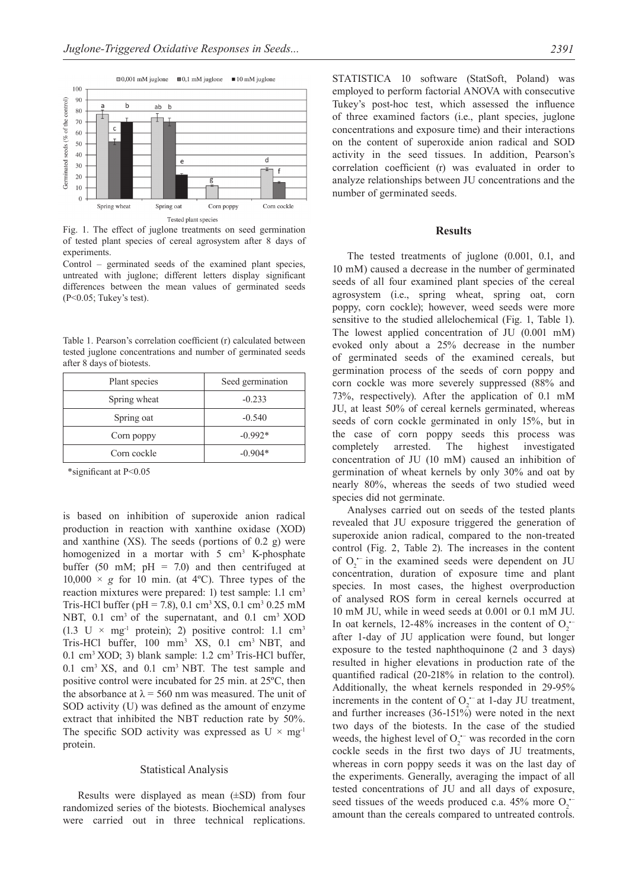Fig. 1. The effect of juglone treatments on seed germination of tested plant species of cereal agrosystem after 8 days of experiments.

Control – germinated seeds of the examined plant species, untreated with juglone; different letters display significant differences between the mean values of germinated seeds (P<0.05; Tukey's test).

Table 1. Pearson's correlation coefficient (r) calculated between tested juglone concentrations and number of germinated seeds after 8 days of biotests.

| Plant species | Seed germination |
|---|---|
| Spring wheat | -0.233 |
| Spring oat | -0.540 |
| Corn poppy | -0.992* |
| Corn cockle | -0.904* |

*significant at P<0.05

is based on inhibition of superoxide anion radical production in reaction with xanthine oxidase (XOD) and xanthine (XS). The seeds (portions of 0.2 g) were homogenized in a mortar with 5 cm$^3$ K-phosphate buffer (50 mM; pH = 7.0) and then centrifuged at 10,000 × *g* for 10 min. (at 4ºC). Three types of the reaction mixtures were prepared: 1) test sample: 1.1 cm$^3$ Tris-HCl buffer (pH = 7.8), 0.1 cm$^3$ XS, 0.1 cm$^3$ 0.25 mM NBT, 0.1 cm$^3$ of the supernatant, and 0.1 cm$^3$ XOD (1.3 U × mg$^{-1}$ protein); 2) positive control: 1.1 cm$^3$ Tris-HCl buffer, 100 mm$^3$ XS, 0.1 cm$^3$ NBT, and 0.1 cm$^3$ XOD; 3) blank sample: 1.2 cm$^3$ Tris-HCl buffer, 0.1 cm$^3$ XS, and 0.1 cm$^3$ NBT. The test sample and positive control were incubated for 25 min. at 25ºC, then the absorbance at λ = 560 nm was measured. The unit of SOD activity (U) was defined as the amount of enzyme extract that inhibited the NBT reduction rate by 50%. The specific SOD activity was expressed as U × mg$^{-1}$ protein.

### Statistical Analysis

Results were displayed as mean (±SD) from four randomized series of the biotests. Biochemical analyses were carried out in three technical replications. STATISTICA 10 software (StatSoft, Poland) was employed to perform factorial ANOVA with consecutive Tukey's post-hoc test, which assessed the influence of three examined factors (i.e., plant species, juglone concentrations and exposure time) and their interactions on the content of superoxide anion radical and SOD activity in the seed tissues. In addition, Pearson's correlation coefficient (r) was evaluated in order to analyze relationships between JU concentrations and the number of germinated seeds.

## Results

The tested treatments of juglone (0.001, 0.1, and 10 mM) caused a decrease in the number of germinated seeds of all four examined plant species of the cereal agrosystem (i.e., spring wheat, spring oat, corn poppy, corn cockle); however, weed seeds were more sensitive to the studied allelochemical (Fig. 1, Table 1). The lowest applied concentration of JU (0.001 mM) evoked only about a 25% decrease in the number of germinated seeds of the examined cereals, but germination process of the seeds of corn poppy and corn cockle was more severely suppressed (88% and 73%, respectively). After the application of 0.1 mM JU, at least 50% of cereal kernels germinated, whereas seeds of corn cockle germinated in only 15%, but in the case of corn poppy seeds this process was completely arrested. The highest investigated concentration of JU (10 mM) caused an inhibition of germination of wheat kernels by only 30% and oat by nearly 80%, whereas the seeds of two studied weed species did not germinate.

Analyses carried out on seeds of the tested plants revealed that JU exposure triggered the generation of superoxide anion radical, compared to the non-treated control (Fig. 2, Table 2). The increases in the content of $O_2^{\bullet-}$ in the examined seeds were dependent on JU concentration, duration of exposure time and plant species. In most cases, the highest overproduction of analysed ROS form in cereal kernels occurred at 10 mM JU, while in weed seeds at 0.001 or 0.1 mM JU. In oat kernels, 12-48% increases in the content of $O_2^{\bullet-}$ after 1-day of JU application were found, but longer exposure to the tested naphthoquinone (2 and 3 days) resulted in higher elevations in production rate of the quantified radical (20-218% in relation to the control). Additionally, the wheat kernels responded in 29-95% increments in the content of $O_2^{\bullet-}$ at 1-day JU treatment, and further increases (36-151%) were noted in the next two days of the biotests. In the case of the studied weeds, the highest level of $O_2^{\bullet-}$ was recorded in the corn cockle seeds in the first two days of JU treatments, whereas in corn poppy seeds it was on the last day of the experiments. Generally, averaging the impact of all tested concentrations of JU and all days of exposure, seed tissues of the weeds produced c.a. 45% more $O_2^{\bullet-}$ amount than the cereals compared to untreated controls.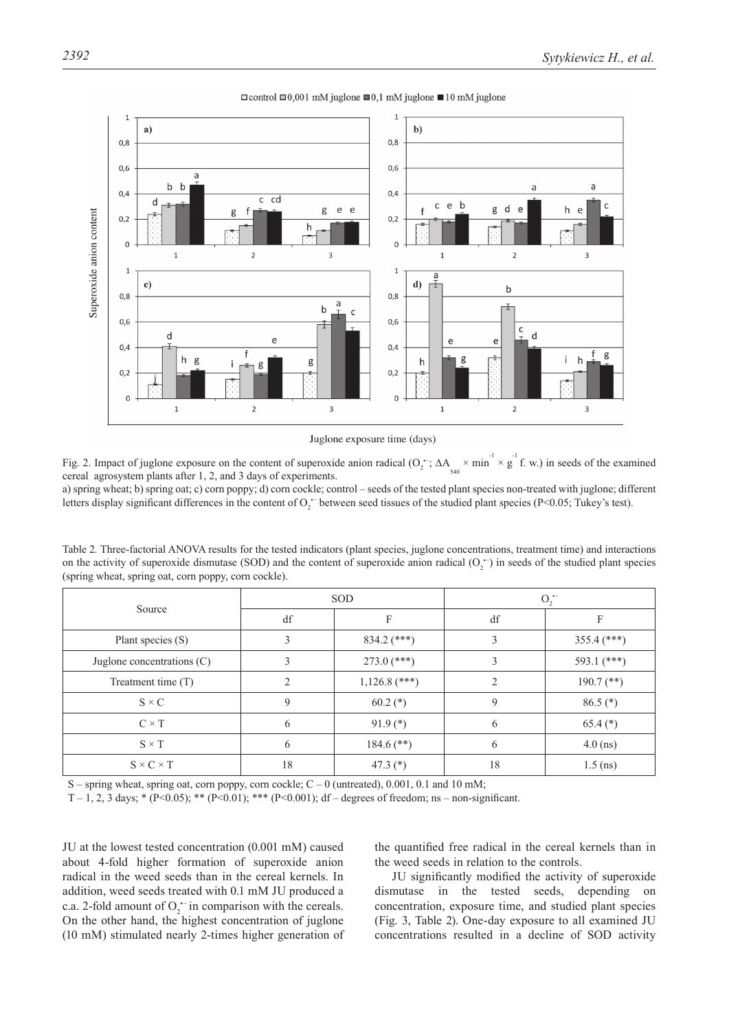Fig. 2. Impact of juglone exposure on the content of superoxide anion radical ($O_2^{\bullet-}$; $\Delta A_{540} \times min^{-1} \times g^{-1}$ f. w.) in seeds of the examined cereal agrosystem plants after 1, 2, and 3 days of experiments.

a) spring wheat; b) spring oat; c) corn poppy; d) corn cockle; control – seeds of the tested plant species non-treated with juglone; different letters display significant differences in the content of $O_2^{\bullet-}$ between seed tissues of the studied plant species (P<0.05; Tukey's test).

Table 2. Three-factorial ANOVA results for the tested indicators (plant species, juglone concentrations, treatment time) and interactions on the activity of superoxide dismutase (SOD) and the content of superoxide anion radical ($O_2^{\bullet-}$) in seeds of the studied plant species (spring wheat, spring oat, corn poppy, corn cockle).

| Source | SOD | | $O_2^{\bullet-}$ | |
|---|---|---|---|---|
| | df | F | df | F |
| Plant species (S) | 3 | 834.2 (***) | 3 | 355.4 (***) |
| Juglone concentrations (C) | 3 | 273.0 (***) | 3 | 593.1 (***) |
| Treatment time (T) | 2 | 1,126.8 (***) | 2 | 190.7 (**) |
| S × C | 9 | 60.2 (*) | 9 | 86.5 (*) |
| C × T | 6 | 91.9 (*) | 6 | 65.4 (*) |
| S × T | 6 | 184.6 (**) | 6 | 4.0 (ns) |
| S × C × T | 18 | 47.3 (*) | 18 | 1.5 (ns) |

S – spring wheat, spring oat, corn poppy, corn cockle; C – 0 (untreated), 0.001, 0.1 and 10 mM;
T – 1, 2, 3 days; * (P<0.05); ** (P<0.01); *** (P<0.001); df – degrees of freedom; ns – non-significant.

JU at the lowest tested concentration (0.001 mM) caused about 4-fold higher formation of superoxide anion radical in the weed seeds than in the cereal kernels. In addition, weed seeds treated with 0.1 mM JU produced a c.a. 2-fold amount of $O_2^{\bullet-}$ in comparison with the cereals. On the other hand, the highest concentration of juglone (10 mM) stimulated nearly 2-times higher generation of the quantified free radical in the cereal kernels than in the weed seeds in relation to the controls.

JU significantly modified the activity of superoxide dismutase in the tested seeds, depending on concentration, exposure time, and studied plant species (Fig. 3, Table 2). One-day exposure to all examined JU concentrations resulted in a decline of SOD activity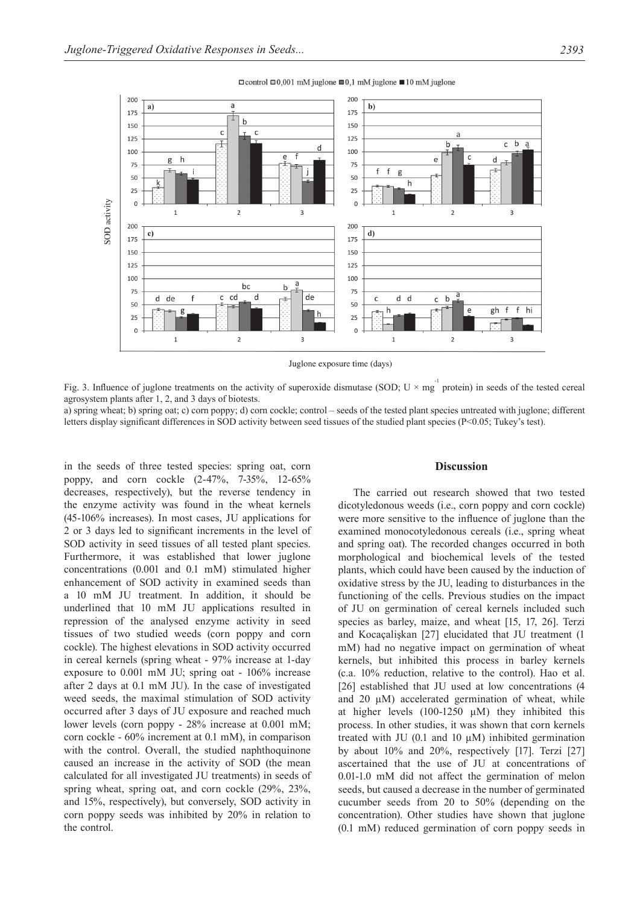Fig. 3. Influence of juglone treatments on the activity of superoxide dismutase (SOD; U × mg$^{-1}$ protein) in seeds of the tested cereal agrosystem plants after 1, 2, and 3 days of biotests.

a) spring wheat; b) spring oat; c) corn poppy; d) corn cockle; control – seeds of the tested plant species untreated with juglone; different letters display significant differences in SOD activity between seed tissues of the studied plant species (P<0.05; Tukey's test).

in the seeds of three tested species: spring oat, corn poppy, and corn cockle (2-47%, 7-35%, 12-65% decreases, respectively), but the reverse tendency in the enzyme activity was found in the wheat kernels (45-106% increases). In most cases, JU applications for 2 or 3 days led to significant increments in the level of SOD activity in seed tissues of all tested plant species. Furthermore, it was established that lower juglone concentrations (0.001 and 0.1 mM) stimulated higher enhancement of SOD activity in examined seeds than a 10 mM JU treatment. In addition, it should be underlined that 10 mM JU applications resulted in repression of the analysed enzyme activity in seed tissues of two studied weeds (corn poppy and corn cockle). The highest elevations in SOD activity occurred in cereal kernels (spring wheat - 97% increase at 1-day exposure to 0.001 mM JU; spring oat - 106% increase after 2 days at 0.1 mM JU). In the case of investigated weed seeds, the maximal stimulation of SOD activity occurred after 3 days of JU exposure and reached much lower levels (corn poppy - 28% increase at 0.001 mM; corn cockle - 60% increment at 0.1 mM), in comparison with the control. Overall, the studied naphthoquinone caused an increase in the activity of SOD (the mean calculated for all investigated JU treatments) in seeds of spring wheat, spring oat, and corn cockle (29%, 23%, and 15%, respectively), but conversely, SOD activity in corn poppy seeds was inhibited by 20% in relation to the control.

## Discussion

The carried out research showed that two tested dicotyledonous weeds (i.e., corn poppy and corn cockle) were more sensitive to the influence of juglone than the examined monocotyledonous cereals (i.e., spring wheat and spring oat). The recorded changes occurred in both morphological and biochemical levels of the tested plants, which could have been caused by the induction of oxidative stress by the JU, leading to disturbances in the functioning of the cells. Previous studies on the impact of JU on germination of cereal kernels included such species as barley, maize, and wheat [15, 17, 26]. Terzi and Kocaçalişkan [27] elucidated that JU treatment (1 mM) had no negative impact on germination of wheat kernels, but inhibited this process in barley kernels (c.a. 10% reduction, relative to the control). Hao et al. [26] established that JU used at low concentrations (4 and 20 μM) accelerated germination of wheat, while at higher levels (100-1250 μM) they inhibited this process. In other studies, it was shown that corn kernels treated with JU (0.1 and 10 μM) inhibited germination by about 10% and 20%, respectively [17]. Terzi [27] ascertained that the use of JU at concentrations of 0.01-1.0 mM did not affect the germination of melon seeds, but caused a decrease in the number of germinated cucumber seeds from 20 to 50% (depending on the concentration). Other studies have shown that juglone (0.1 mM) reduced germination of corn poppy seeds in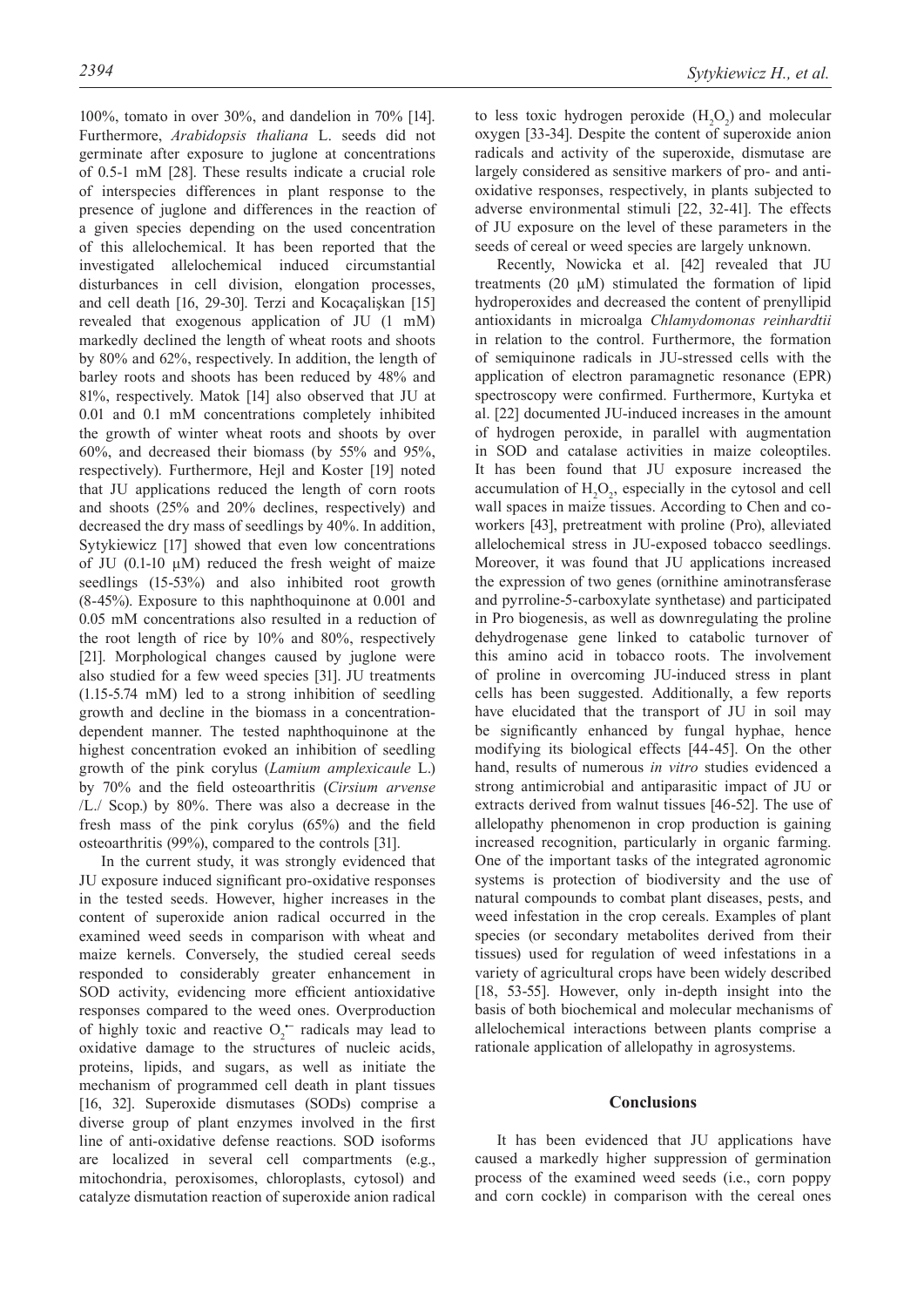100%, tomato in over 30%, and dandelion in 70% [14]. Furthermore, *Arabidopsis thaliana* L. seeds did not germinate after exposure to juglone at concentrations of 0.5-1 mM [28]. These results indicate a crucial role of interspecies differences in plant response to the presence of juglone and differences in the reaction of a given species depending on the used concentration of this allelochemical. It has been reported that the investigated allelochemical induced circumstantial disturbances in cell division, elongation processes, and cell death [16, 29-30]. Terzi and Kocaçalişkan [15] revealed that exogenous application of JU (1 mM) markedly declined the length of wheat roots and shoots by 80% and 62%, respectively. In addition, the length of barley roots and shoots has been reduced by 48% and 81%, respectively. Matok [14] also observed that JU at 0.01 and 0.1 mM concentrations completely inhibited the growth of winter wheat roots and shoots by over 60%, and decreased their biomass (by 55% and 95%, respectively). Furthermore, Hejl and Koster [19] noted that JU applications reduced the length of corn roots and shoots (25% and 20% declines, respectively) and decreased the dry mass of seedlings by 40%. In addition, Sytykiewicz [17] showed that even low concentrations of JU (0.1-10 μM) reduced the fresh weight of maize seedlings (15-53%) and also inhibited root growth (8-45%). Exposure to this naphthoquinone at 0.001 and 0.05 mM concentrations also resulted in a reduction of the root length of rice by 10% and 80%, respectively [21]. Morphological changes caused by juglone were also studied for a few weed species [31]. JU treatments (1.15-5.74 mM) led to a strong inhibition of seedling growth and decline in the biomass in a concentration-dependent manner. The tested naphthoquinone at the highest concentration evoked an inhibition of seedling growth of the pink corylus (*Lamium amplexicaule* L.) by 70% and the field osteoarthritis (*Cirsium arvense* /L./ Scop.) by 80%. There was also a decrease in the fresh mass of the pink corylus (65%) and the field osteoarthritis (99%), compared to the controls [31].

In the current study, it was strongly evidenced that JU exposure induced significant pro-oxidative responses in the tested seeds. However, higher increases in the content of superoxide anion radical occurred in the examined weed seeds in comparison with wheat and maize kernels. Conversely, the studied cereal seeds responded to considerably greater enhancement in SOD activity, evidencing more efficient antioxidative responses compared to the weed ones. Overproduction of highly toxic and reactive $O_2^{\bullet-}$ radicals may lead to oxidative damage to the structures of nucleic acids, proteins, lipids, and sugars, as well as initiate the mechanism of programmed cell death in plant tissues [16, 32]. Superoxide dismutases (SODs) comprise a diverse group of plant enzymes involved in the first line of anti-oxidative defense reactions. SOD isoforms are localized in several cell compartments (e.g., mitochondria, peroxisomes, chloroplasts, cytosol) and catalyze dismutation reaction of superoxide anion radical to less toxic hydrogen peroxide ($H_2O_2$) and molecular oxygen [33-34]. Despite the content of superoxide anion radicals and activity of the superoxide, dismutase are largely considered as sensitive markers of pro- and anti-oxidative responses, respectively, in plants subjected to adverse environmental stimuli [22, 32-41]. The effects of JU exposure on the level of these parameters in the seeds of cereal or weed species are largely unknown.

Recently, Nowicka et al. [42] revealed that JU treatments (20 μM) stimulated the formation of lipid hydroperoxides and decreased the content of prenyllipid antioxidants in microalga *Chlamydomonas reinhardtii* in relation to the control. Furthermore, the formation of semiquinone radicals in JU-stressed cells with the application of electron paramagnetic resonance (EPR) spectroscopy were confirmed. Furthermore, Kurtyka et al. [22] documented JU-induced increases in the amount of hydrogen peroxide, in parallel with augmentation in SOD and catalase activities in maize coleoptiles. It has been found that JU exposure increased the accumulation of $H_2O_2$, especially in the cytosol and cell wall spaces in maize tissues. According to Chen and co-workers [43], pretreatment with proline (Pro), alleviated allelochemical stress in JU-exposed tobacco seedlings. Moreover, it was found that JU applications increased the expression of two genes (ornithine aminotransferase and pyrroline-5-carboxylate synthetase) and participated in Pro biogenesis, as well as downregulating the proline dehydrogenase gene linked to catabolic turnover of this amino acid in tobacco roots. The involvement of proline in overcoming JU-induced stress in plant cells has been suggested. Additionally, a few reports have elucidated that the transport of JU in soil may be significantly enhanced by fungal hyphae, hence modifying its biological effects [44-45]. On the other hand, results of numerous *in vitro* studies evidenced a strong antimicrobial and antiparasitic impact of JU or extracts derived from walnut tissues [46-52]. The use of allelopathy phenomenon in crop production is gaining increased recognition, particularly in organic farming. One of the important tasks of the integrated agronomic systems is protection of biodiversity and the use of natural compounds to combat plant diseases, pests, and weed infestation in the crop cereals. Examples of plant species (or secondary metabolites derived from their tissues) used for regulation of weed infestations in a variety of agricultural crops have been widely described [18, 53-55]. However, only in-depth insight into the basis of both biochemical and molecular mechanisms of allelochemical interactions between plants comprise a rationale application of allelopathy in agrosystems.

## Conclusions

It has been evidenced that JU applications have caused a markedly higher suppression of germination process of the examined weed seeds (i.e., corn poppy and corn cockle) in comparison with the cereal ones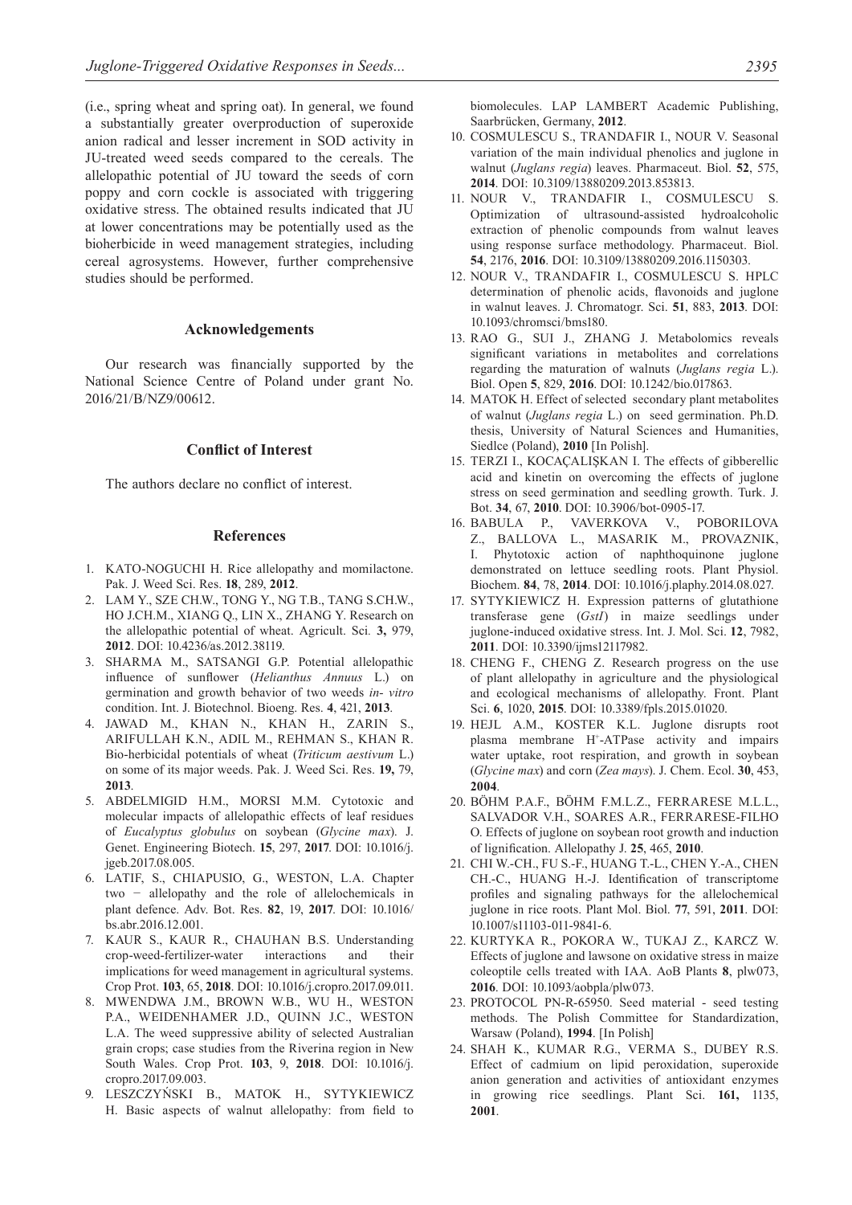(i.e., spring wheat and spring oat). In general, we found a substantially greater overproduction of superoxide anion radical and lesser increment in SOD activity in JU-treated weed seeds compared to the cereals. The allelopathic potential of JU toward the seeds of corn poppy and corn cockle is associated with triggering oxidative stress. The obtained results indicated that JU at lower concentrations may be potentially used as the bioherbicide in weed management strategies, including cereal agrosystems. However, further comprehensive studies should be performed.

## Acknowledgements

Our research was financially supported by the National Science Centre of Poland under grant No. 2016/21/B/NZ9/00612.

## Conflict of Interest

The authors declare no conflict of interest.

## References

1. KATO-NOGUCHI H. Rice allelopathy and momilactone. Pak. J. Weed Sci. Res. **18**, 289, **2012**.
2. LAM Y., SZE CH.W., TONG Y., NG T.B., TANG S.CH.W., HO J.CH.M., XIANG Q., LIN X., ZHANG Y. Research on the allelopathic potential of wheat. Agricult. Sci. **3,** 979, **2012**. DOI: 10.4236/as.2012.38119.
3. SHARMA M., SATSANGI G.P. Potential allelopathic influence of sunflower (*Helianthus Annuus* L.) on germination and growth behavior of two weeds *in- vitro* condition. Int. J. Biotechnol. Bioeng. Res. **4**, 421, **2013**.
4. JAWAD M., KHAN N., KHAN H., ZARIN S., ARIFULLAH K.N., ADIL M., REHMAN S., KHAN R. Bio-herbicidal potentials of wheat (*Triticum aestivum* L.) on some of its major weeds. Pak. J. Weed Sci. Res. **19,** 79, **2013**.
5. ABDELMIGID H.M., MORSI M.M. Cytotoxic and molecular impacts of allelopathic effects of leaf residues of *Eucalyptus globulus* on soybean (*Glycine max*). J. Genet. Engineering Biotech. **15**, 297, **2017**. DOI: 10.1016/j.jgeb.2017.08.005.
6. LATIF, S., CHIAPUSIO, G., WESTON, L.A. Chapter two − allelopathy and the role of allelochemicals in plant defence. Adv. Bot. Res. **82**, 19, **2017**. DOI: 10.1016/bs.abr.2016.12.001.
7. KAUR S., KAUR R., CHAUHAN B.S. Understanding crop-weed-fertilizer-water interactions and their implications for weed management in agricultural systems. Crop Prot. **103**, 65, **2018**. DOI: 10.1016/j.cropro.2017.09.011.
8. MWENDWA J.M., BROWN W.B., WU H., WESTON P.A., WEIDENHAMER J.D., QUINN J.C., WESTON L.A. The weed suppressive ability of selected Australian grain crops; case studies from the Riverina region in New South Wales. Crop Prot. **103**, 9, **2018**. DOI: 10.1016/j.cropro.2017.09.003.
9. LESZCZYŃSKI B., MATOK H., SYTYKIEWICZ H. Basic aspects of walnut allelopathy: from field to biomolecules. LAP LAMBERT Academic Publishing, Saarbrücken, Germany, **2012**.
10. COSMULESCU S., TRANDAFIR I., NOUR V. Seasonal variation of the main individual phenolics and juglone in walnut (*Juglans regia*) leaves. Pharmaceut. Biol. **52**, 575, **2014**. DOI: 10.3109/13880209.2013.853813.
11. NOUR V., TRANDAFIR I., COSMULESCU S. Optimization of ultrasound-assisted hydroalcoholic extraction of phenolic compounds from walnut leaves using response surface methodology. Pharmaceut. Biol. **54**, 2176, **2016**. DOI: 10.3109/13880209.2016.1150303.
12. NOUR V., TRANDAFIR I., COSMULESCU S. HPLC determination of phenolic acids, flavonoids and juglone in walnut leaves. J. Chromatogr. Sci. **51**, 883, **2013**. DOI: 10.1093/chromsci/bms180.
13. RAO G., SUI J., ZHANG J. Metabolomics reveals significant variations in metabolites and correlations regarding the maturation of walnuts (*Juglans regia* L.). Biol. Open **5**, 829, **2016**. DOI: 10.1242/bio.017863.
14. MATOK H. Effect of selected secondary plant metabolites of walnut (*Juglans regia* L.) on seed germination. Ph.D. thesis, University of Natural Sciences and Humanities, Siedlce (Poland), **2010** [In Polish].
15. TERZI I., KOCAÇALIŞKAN I. The effects of gibberellic acid and kinetin on overcoming the effects of juglone stress on seed germination and seedling growth. Turk. J. Bot. **34**, 67, **2010**. DOI: 10.3906/bot-0905-17.
16. BABULA P., VAVERKOVA V., POBORILOVA Z., BALLOVA L., MASARIK M., PROVAZNIK, I. Phytotoxic action of naphthoquinone juglone demonstrated on lettuce seedling roots. Plant Physiol. Biochem. **84**, 78, **2014**. DOI: 10.1016/j.plaphy.2014.08.027.
17. SYTYKIEWICZ H. Expression patterns of glutathione transferase gene (*GstI*) in maize seedlings under juglone-induced oxidative stress. Int. J. Mol. Sci. **12**, 7982, **2011**. DOI: 10.3390/ijms12117982.
18. CHENG F., CHENG Z. Research progress on the use of plant allelopathy in agriculture and the physiological and ecological mechanisms of allelopathy. Front. Plant Sci. **6**, 1020, **2015**. DOI: 10.3389/fpls.2015.01020.
19. HEJL A.M., KOSTER K.L. Juglone disrupts root plasma membrane $H^+$-ATPase activity and impairs water uptake, root respiration, and growth in soybean (*Glycine max*) and corn (*Zea mays*). J. Chem. Ecol. **30**, 453, **2004**.
20. BÖHM P.A.F., BÖHM F.M.L.Z., FERRARESE M.L.L., SALVADOR V.H., SOARES A.R., FERRARESE-FILHO O. Effects of juglone on soybean root growth and induction of lignification. Allelopathy J. **25**, 465, **2010**.
21. CHI W.-CH., FU S.-F., HUANG T.-L., CHEN Y.-A., CHEN CH.-C., HUANG H.-J. Identification of transcriptome profiles and signaling pathways for the allelochemical juglone in rice roots. Plant Mol. Biol. **77**, 591, **2011**. DOI: 10.1007/s11103-011-9841-6.
22. KURTYKA R., POKORA W., TUKAJ Z., KARCZ W. Effects of juglone and lawsone on oxidative stress in maize coleoptile cells treated with IAA. AoB Plants **8**, plw073, **2016**. DOI: 10.1093/aobpla/plw073.
23. PROTOCOL PN-R-65950. Seed material - seed testing methods. The Polish Committee for Standardization, Warsaw (Poland), **1994**. [In Polish]
24. SHAH K., KUMAR R.G., VERMA S., DUBEY R.S. Effect of cadmium on lipid peroxidation, superoxide anion generation and activities of antioxidant enzymes in growing rice seedlings. Plant Sci. **161,** 1135, **2001**.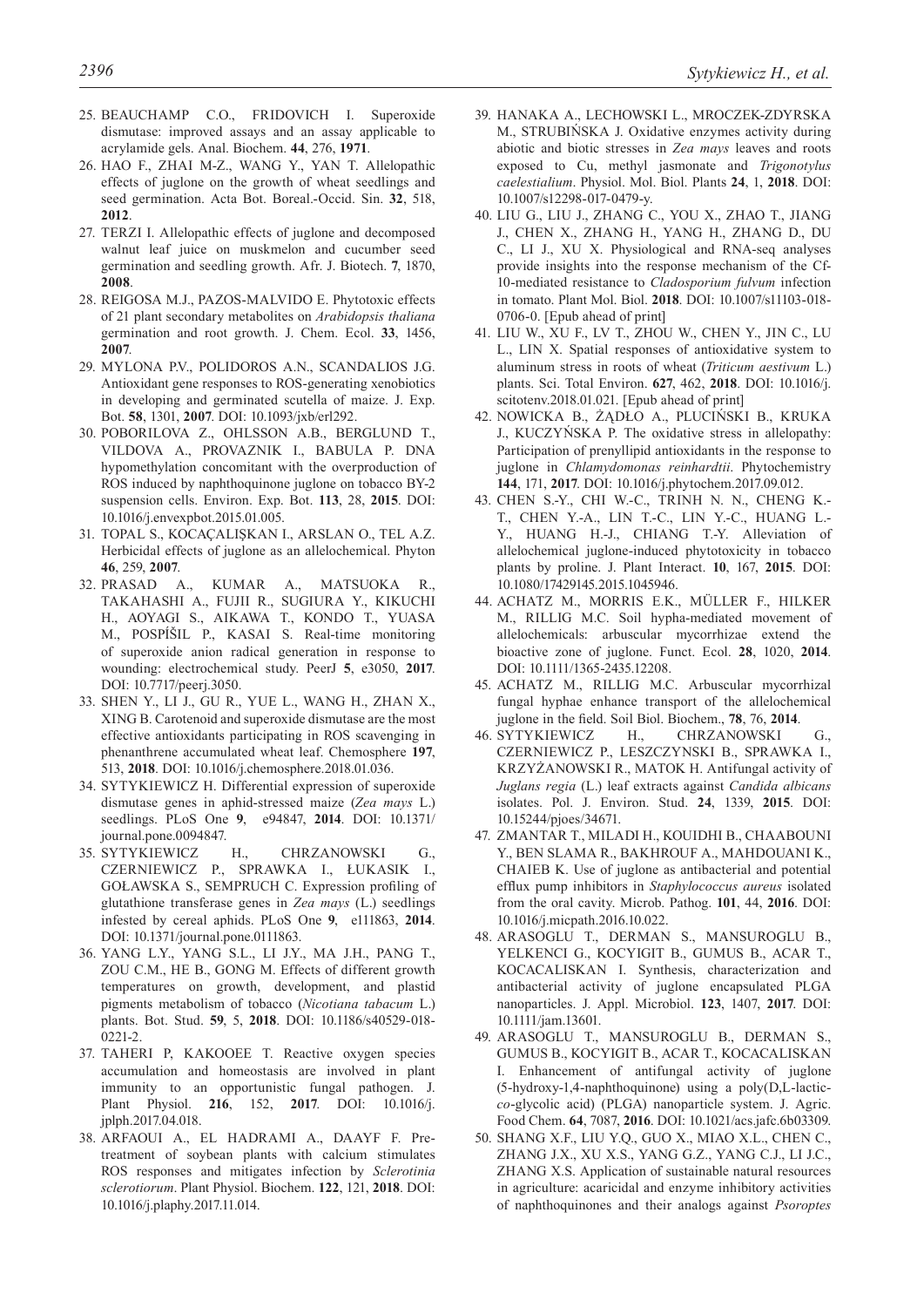25. BEAUCHAMP C.O., FRIDOVICH I. Superoxide dismutase: improved assays and an assay applicable to acrylamide gels. Anal. Biochem. **44**, 276, **1971**.
26. HAO F., ZHAI M-Z., WANG Y., YAN T. Allelopathic effects of juglone on the growth of wheat seedlings and seed germination. Acta Bot. Boreal.-Occid. Sin. **32**, 518, **2012**.
27. TERZI I. Allelopathic effects of juglone and decomposed walnut leaf juice on muskmelon and cucumber seed germination and seedling growth. Afr. J. Biotech. **7**, 1870, **2008**.
28. REIGOSA M.J., PAZOS-MALVIDO E. Phytotoxic effects of 21 plant secondary metabolites on *Arabidopsis thaliana* germination and root growth. J. Chem. Ecol. **33**, 1456, **2007**.
29. MYLONA P.V., POLIDOROS A.N., SCANDALIOS J.G. Antioxidant gene responses to ROS-generating xenobiotics in developing and germinated scutella of maize. J. Exp. Bot. **58**, 1301, **2007**. DOI: 10.1093/jxb/erl292.
30. POBORILOVA Z., OHLSSON A.B., BERGLUND T., VILDOVA A., PROVAZNIK I., BABULA P. DNA hypomethylation concomitant with the overproduction of ROS induced by naphthoquinone juglone on tobacco BY-2 suspension cells. Environ. Exp. Bot. **113**, 28, **2015**. DOI: 10.1016/j.envexpbot.2015.01.005.
31. TOPAL S., KOCAÇALIŞKAN I., ARSLAN O., TEL A.Z. Herbicidal effects of juglone as an allelochemical. Phyton **46**, 259, **2007**.
32. PRASAD A., KUMAR A., MATSUOKA R., TAKAHASHI A., FUJII R., SUGIURA Y., KIKUCHI H., AOYAGI S., AIKAWA T., KONDO T., YUASA M., POSPÍŠIL P., KASAI S. Real-time monitoring of superoxide anion radical generation in response to wounding: electrochemical study. PeerJ **5**, e3050, **2017**. DOI: 10.7717/peerj.3050.
33. SHEN Y., LI J., GU R., YUE L., WANG H., ZHAN X., XING B. Carotenoid and superoxide dismutase are the most effective antioxidants participating in ROS scavenging in phenanthrene accumulated wheat leaf. Chemosphere **197**, 513, **2018**. DOI: 10.1016/j.chemosphere.2018.01.036.
34. SYTYKIEWICZ H. Differential expression of superoxide dismutase genes in aphid-stressed maize (*Zea mays* L.) seedlings. PLoS One **9**, e94847, **2014**. DOI: 10.1371/journal.pone.0094847.
35. SYTYKIEWICZ H., CHRZANOWSKI G., CZERNIEWICZ P., SPRAWKA I., ŁUKASIK I., GOŁAWSKA S., SEMPRUCH C. Expression profiling of glutathione transferase genes in *Zea mays* (L.) seedlings infested by cereal aphids. PLoS One **9**, e111863, **2014**. DOI: 10.1371/journal.pone.0111863.
36. YANG L.Y., YANG S.L., LI J.Y., MA J.H., PANG T., ZOU C.M., HE B., GONG M. Effects of different growth temperatures on growth, development, and plastid pigments metabolism of tobacco (*Nicotiana tabacum* L.) plants. Bot. Stud. **59**, 5, **2018**. DOI: 10.1186/s40529-018-0221-2.
37. TAHERI P, KAKOOEE T. Reactive oxygen species accumulation and homeostasis are involved in plant immunity to an opportunistic fungal pathogen. J. Plant Physiol. **216**, 152, **2017**. DOI: 10.1016/j.jplph.2017.04.018.
38. ARFAOUI A., EL HADRAMI A., DAAYF F. Pre-treatment of soybean plants with calcium stimulates ROS responses and mitigates infection by *Sclerotinia sclerotiorum*. Plant Physiol. Biochem. **122**, 121, **2018**. DOI: 10.1016/j.plaphy.2017.11.014.
39. HANAKA A., LECHOWSKI L., MROCZEK-ZDYRSKA M., STRUBIŃSKA J. Oxidative enzymes activity during abiotic and biotic stresses in *Zea mays* leaves and roots exposed to Cu, methyl jasmonate and *Trigonotylus caelestialium*. Physiol. Mol. Biol. Plants **24**, 1, **2018**. DOI: 10.1007/s12298-017-0479-y.
40. LIU G., LIU J., ZHANG C., YOU X., ZHAO T., JIANG J., CHEN X., ZHANG H., YANG H., ZHANG D., DU C., LI J., XU X. Physiological and RNA-seq analyses provide insights into the response mechanism of the Cf-10-mediated resistance to *Cladosporium fulvum* infection in tomato. Plant Mol. Biol. **2018**. DOI: 10.1007/s11103-018-0706-0. [Epub ahead of print]
41. LIU W., XU F., LV T., ZHOU W., CHEN Y., JIN C., LU L., LIN X. Spatial responses of antioxidative system to aluminum stress in roots of wheat (*Triticum aestivum* L.) plants. Sci. Total Environ. **627**, 462, **2018**. DOI: 10.1016/j.scitotenv.2018.01.021. [Epub ahead of print]
42. NOWICKA B., ŻĄDŁO A., PLUCIŃSKI B., KRUKA J., KUCZYŃSKA P. The oxidative stress in allelopathy: Participation of prenyllipid antioxidants in the response to juglone in *Chlamydomonas reinhardtii*. Phytochemistry **144**, 171, **2017**. DOI: 10.1016/j.phytochem.2017.09.012.
43. CHEN S.-Y., CHI W.-C., TRINH N. N., CHENG K.-T., CHEN Y.-A., LIN T.-C., LIN Y.-C., HUANG L.-Y., HUANG H.-J., CHIANG T.-Y. Alleviation of allelochemical juglone-induced phytotoxicity in tobacco plants by proline. J. Plant Interact. **10**, 167, **2015**. DOI: 10.1080/17429145.2015.1045946.
44. ACHATZ M., MORRIS E.K., MÜLLER F., HILKER M., RILLIG M.C. Soil hypha-mediated movement of allelochemicals: arbuscular mycorrhizae extend the bioactive zone of juglone. Funct. Ecol. **28**, 1020, **2014**. DOI: 10.1111/1365-2435.12208.
45. ACHATZ M., RILLIG M.C. Arbuscular mycorrhizal fungal hyphae enhance transport of the allelochemical juglone in the field. Soil Biol. Biochem., **78**, 76, **2014**.
46. SYTYKIEWICZ H., CHRZANOWSKI G., CZERNIEWICZ P., LESZCZYNSKI B., SPRAWKA I., KRZYŻANOWSKI R., MATOK H. Antifungal activity of *Juglans regia* (L.) leaf extracts against *Candida albicans* isolates. Pol. J. Environ. Stud. **24**, 1339, **2015**. DOI: 10.15244/pjoes/34671.
47. ZMANTAR T., MILADI H., KOUIDHI B., CHAABOUNI Y., BEN SLAMA R., BAKHROUF A., MAHDOUANI K., CHAIEB K. Use of juglone as antibacterial and potential efflux pump inhibitors in *Staphylococcus aureus* isolated from the oral cavity. Microb. Pathog. **101**, 44, **2016**. DOI: 10.1016/j.micpath.2016.10.022.
48. ARASOGLU T., DERMAN S., MANSUROGLU B., YELKENCI G., KOCYIGIT B., GUMUS B., ACAR T., KOCACALISKAN I. Synthesis, characterization and antibacterial activity of juglone encapsulated PLGA nanoparticles. J. Appl. Microbiol. **123**, 1407, **2017**. DOI: 10.1111/jam.13601.
49. ARASOGLU T., MANSUROGLU B., DERMAN S., GUMUS B., KOCYIGIT B., ACAR T., KOCACALISKAN I. Enhancement of antifungal activity of juglone (5-hydroxy-1,4-naphthoquinone) using a poly(D,L-lactic-*co*-glycolic acid) (PLGA) nanoparticle system. J. Agric. Food Chem. **64**, 7087, **2016**. DOI: 10.1021/acs.jafc.6b03309.
50. SHANG X.F., LIU Y.Q., GUO X., MIAO X.L., CHEN C., ZHANG J.X., XU X.S., YANG G.Z., YANG C.J., LI J.C., ZHANG X.S. Application of sustainable natural resources in agriculture: acaricidal and enzyme inhibitory activities of naphthoquinones and their analogs against *Psoroptes*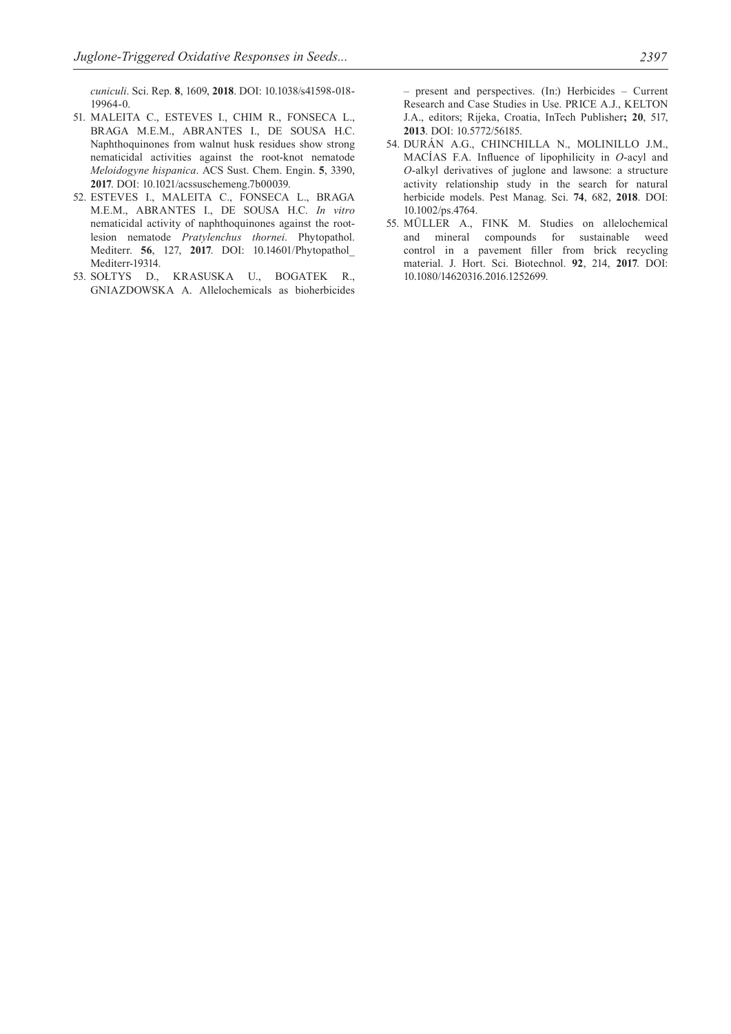*cuniculi*. Sci. Rep. **8**, 1609, **2018**. DOI: 10.1038/s41598-018-19964-0.

51. MALEITA C., ESTEVES I., CHIM R., FONSECA L., BRAGA M.E.M., ABRANTES I., DE SOUSA H.C. Naphthoquinones from walnut husk residues show strong nematicidal activities against the root-knot nematode *Meloidogyne hispanica*. ACS Sust. Chem. Engin. **5**, 3390, **2017**. DOI: 10.1021/acssuschemeng.7b00039.
52. ESTEVES I., MALEITA C., FONSECA L., BRAGA M.E.M., ABRANTES I., DE SOUSA H.C. *In vitro* nematicidal activity of naphthoquinones against the root-lesion nematode *Pratylenchus thornei*. Phytopathol. Mediterr. **56**, 127, **2017**. DOI: 10.14601/Phytopathol_Mediterr-19314.
53. SOŁTYS D., KRASUSKA U., BOGATEK R., GNIAZDOWSKA A. Allelochemicals as bioherbicides – present and perspectives. (In:) Herbicides – Current Research and Case Studies in Use. PRICE A.J., KELTON J.A., editors; Rijeka, Croatia, InTech Publisher**; 20**, 517, **2013**. DOI: 10.5772/56185.
54. DURÁN A.G., CHINCHILLA N., MOLINILLO J.M., MACÍAS F.A. Influence of lipophilicity in *O*-acyl and *O*-alkyl derivatives of juglone and lawsone: a structure activity relationship study in the search for natural herbicide models. Pest Manag. Sci. **74**, 682, **2018**. DOI: 10.1002/ps.4764.
55. MÜLLER A., FINK M. Studies on allelochemical and mineral compounds for sustainable weed control in a pavement filler from brick recycling material. J. Hort. Sci. Biotechnol. **92**, 214, **2017**. DOI: 10.1080/14620316.2016.1252699.